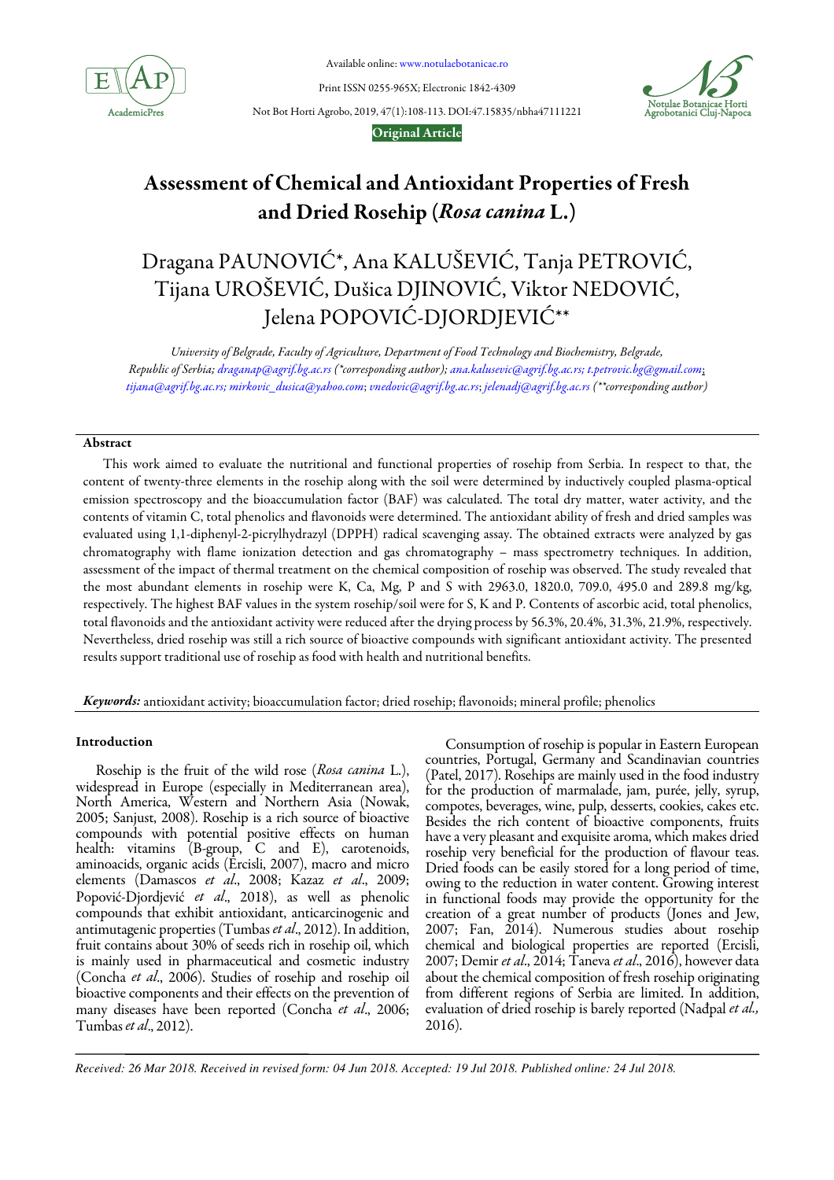Original Article

# Assessment of Chemical and Antioxidant Properties of Fresh and Dried Rosehip (*Rosa canina* L.)

Dragana PAUNOVIĆ*, Ana KALUŠEVIĆ, Tanja PETROVIĆ, Tijana UROŠEVIĆ, Dušica DJINOVIĆ, Viktor NEDOVIĆ, Jelena POPOVIĆ-DJORDJEVIĆ**

*University of Belgrade, Faculty of Agriculture, Department of Food Technology and Biochemistry, Belgrade, Republic of Serbia; draganap@agrif.bg.ac.rs (\*corresponding author); ana.kalusevic@agrif.bg.ac.rs; t.petrovic.bg@gmail.com; tijana@agrif.bg.ac.rs; mirkovic_dusica@yahoo.com; vnedovic@agrif.bg.ac.rs; jelenadj@agrif.bg.ac.rs (\*\*corresponding author)*

## Abstract

This work aimed to evaluate the nutritional and functional properties of rosehip from Serbia. In respect to that, the content of twenty-three elements in the rosehip along with the soil were determined by inductively coupled plasma-optical emission spectroscopy and the bioaccumulation factor (BAF) was calculated. The total dry matter, water activity, and the contents of vitamin C, total phenolics and flavonoids were determined. The antioxidant ability of fresh and dried samples was evaluated using 1,1-diphenyl-2-picrylhydrazyl (DPPH) radical scavenging assay. The obtained extracts were analyzed by gas chromatography with flame ionization detection and gas chromatography – mass spectrometry techniques. In addition, assessment of the impact of thermal treatment on the chemical composition of rosehip was observed. The study revealed that the most abundant elements in rosehip were K, Ca, Mg, P and S with 2963.0, 1820.0, 709.0, 495.0 and 289.8 mg/kg, respectively. The highest BAF values in the system rosehip/soil were for S, K and P. Contents of ascorbic acid, total phenolics, total flavonoids and the antioxidant activity were reduced after the drying process by 56.3%, 20.4%, 31.3%, 21.9%, respectively. Nevertheless, dried rosehip was still a rich source of bioactive compounds with significant antioxidant activity. The presented results support traditional use of rosehip as food with health and nutritional benefits.

***Keywords:*** antioxidant activity; bioaccumulation factor; dried rosehip; flavonoids; mineral profile; phenolics

## Introduction

Rosehip is the fruit of the wild rose (*Rosa canina* L.), widespread in Europe (especially in Mediterranean area), North America, Western and Northern Asia (Nowak, 2005; Sanjust, 2008). Rosehip is a rich source of bioactive compounds with potential positive effects on human health: vitamins (B-group, C and E), carotenoids, aminoacids, organic acids (Ercisli, 2007), macro and micro elements (Damascos *et al*., 2008; Kazaz *et al*., 2009; Popović-Djordjević *et al*., 2018), as well as phenolic compounds that exhibit antioxidant, anticarcinogenic and antimutagenic properties (Tumbas *et al*., 2012). In addition, fruit contains about 30% of seeds rich in rosehip oil, which is mainly used in pharmaceutical and cosmetic industry (Concha *et al*., 2006). Studies of rosehip and rosehip oil bioactive components and their effects on the prevention of many diseases have been reported (Concha *et al*., 2006; Tumbas *et al*., 2012).

Consumption of rosehip is popular in Eastern European countries, Portugal, Germany and Scandinavian countries (Patel, 2017). Rosehips are mainly used in the food industry for the production of marmalade, jam, purée, jelly, syrup, compotes, beverages, wine, pulp, desserts, cookies, cakes etc. Besides the rich content of bioactive components, fruits have a very pleasant and exquisite aroma, which makes dried rosehip very beneficial for the production of flavour teas. Dried foods can be easily stored for a long period of time, owing to the reduction in water content. Growing interest in functional foods may provide the opportunity for the creation of a great number of products (Jones and Jew, 2007; Fan, 2014). Numerous studies about rosehip chemical and biological properties are reported (Ercisli, 2007; Demir *et al*., 2014; Taneva *et al*., 2016), however data about the chemical composition of fresh rosehip originating from different regions of Serbia are limited. In addition, evaluation of dried rosehip is barely reported (Nađpal *et al.,* 2016).

*Received: 26 Mar 2018. Received in revised form: 04 Jun 2018. Accepted: 19 Jul 2018. Published online: 24 Jul 2018.*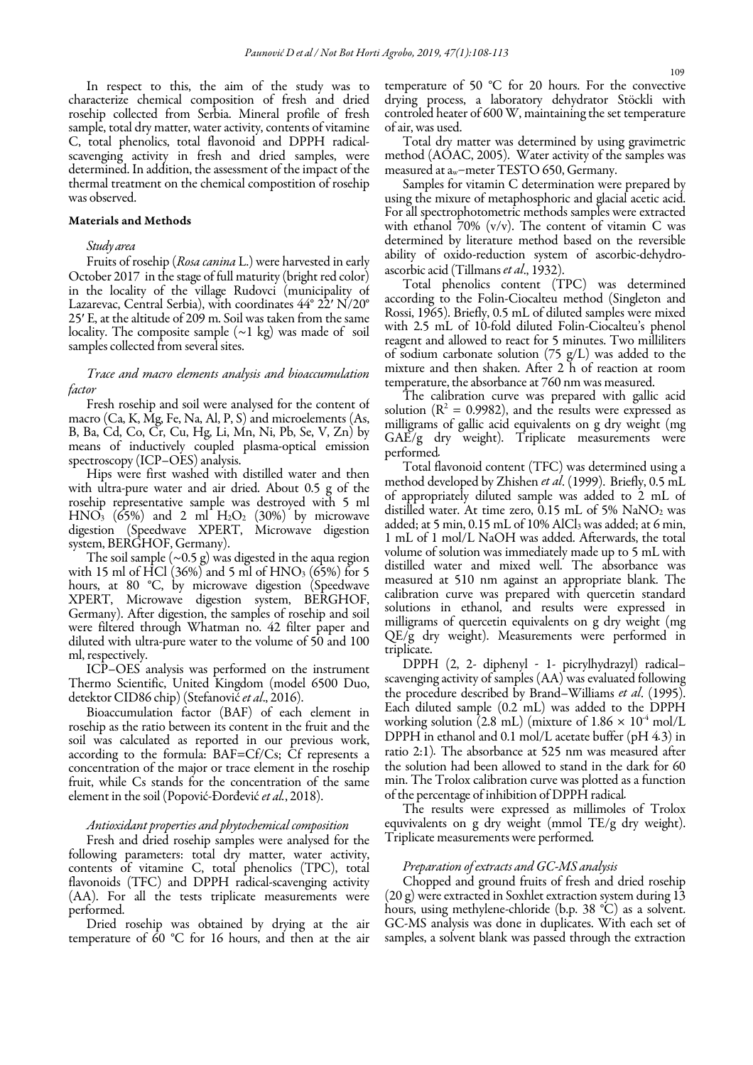In respect to this, the aim of the study was to characterize chemical composition of fresh and dried rosehip collected from Serbia. Mineral profile of fresh sample, total dry matter, water activity, contents of vitamine C, total phenolics, total flavonoid and DPPH radical-scavenging activity in fresh and dried samples, were determined. In addition, the assessment of the impact of the thermal treatment on the chemical compostition of rosehip was observed.

## Materials and Methods

### *Study area*

Fruits of rosehip (*Rosa canina* L.) were harvested in early October 2017 in the stage of full maturity (bright red color) in the locality of the village Rudovci (municipality of Lazarevac, Central Serbia), with coordinates 44° 22′ N/20° 25′ E, at the altitude of 209 m. Soil was taken from the same locality. The composite sample (~1 kg) was made of soil samples collected from several sites.

### *Trace and macro elements analysis and bioaccumulation factor*

Fresh rosehip and soil were analysed for the content of macro (Ca, K, Mg, Fe, Na, Al, P, S) and microelements (As, B, Ba, Cd, Co, Cr, Cu, Hg, Li, Mn, Ni, Pb, Se, V, Zn) by means of inductively coupled plasma-optical emission spectroscopy (ICP–OES) analysis.

Hips were first washed with distilled water and then with ultra-pure water and air dried. About 0.5 g of the rosehip representative sample was destroyed with 5 ml $HNO_3$ (65%) and 2 ml $H_2O_2$ (30%) by microwave digestion (Speedwave XPERT, Microwave digestion system, BERGHOF, Germany).

The soil sample (~0.5 g) was digested in the aqua region with 15 ml of HCl (36%) and 5 ml of $HNO_3$ (65%) for 5 hours, at 80 °C, by microwave digestion (Speedwave XPERT, Microwave digestion system, BERGHOF, Germany). After digestion, the samples of rosehip and soil were filtered through Whatman no. 42 filter paper and diluted with ultra-pure water to the volume of 50 and 100 ml, respectively.

ICP–OES analysis was performed on the instrument Thermo Scientific, United Kingdom (model 6500 Duo, detektor CID86 chip) (Stefanović *et al*., 2016).

Bioaccumulation factor (BAF) of each element in rosehip as the ratio between its content in the fruit and the soil was calculated as reported in our previous work, according to the formula: BAF=Cf/Cs; Cf represents a concentration of the major or trace element in the rosehip fruit, while Cs stands for the concentration of the same element in the soil (Popović-Đorđević *et al.*, 2018).

### *Antioxidant properties and phytochemical composition*

Fresh and dried rosehip samples were analysed for the following parameters: total dry matter, water activity, contents of vitamine C, total phenolics (TPC), total flavonoids (TFC) and DPPH radical-scavenging activity (AA). For all the tests triplicate measurements were performed.

Dried rosehip was obtained by drying at the air temperature of 60 °C for 16 hours, and then at the air temperature of 50 °C for 20 hours. For the convective drying process, a laboratory dehydrator Stöckli with controled heater of 600 W, maintaining the set temperature of air, was used.

Total dry matter was determined by using gravimetric method (AOAC, 2005). Water activity of the samples was measured at $a_w$–meter TESTO 650, Germany.

Samples for vitamin C determination were prepared by using the mixure of metaphosphoric and glacial acetic acid. For all spectrophotometric methods samples were extracted with ethanol 70% (v/v). The content of vitamin C was determined by literature method based on the reversible ability of oxido-reduction system of ascorbic-dehydro-ascorbic acid (Tillmans *et al*., 1932).

Total phenolics content (TPC) was determined according to the Folin-Ciocalteu method (Singleton and Rossi, 1965). Briefly, 0.5 mL of diluted samples were mixed with 2.5 mL of 10-fold diluted Folin-Ciocalteu's phenol reagent and allowed to react for 5 minutes. Two milliliters of sodium carbonate solution (75 g/L) was added to the mixture and then shaken. After 2 h of reaction at room temperature, the absorbance at 760 nm was measured.

The calibration curve was prepared with gallic acid solution ($R^2$ = 0.9982), and the results were expressed as milligrams of gallic acid equivalents on g dry weight (mg GAE/g dry weight). Triplicate measurements were performed.

Total flavonoid content (TFC) was determined using a method developed by Zhishen *et al*. (1999). Briefly, 0.5 mL of appropriately diluted sample was added to 2 mL of distilled water. At time zero, 0.15 mL of 5% $NaNO_2$ was added; at 5 min, 0.15 mL of 10% $AlCl_3$ was added; at 6 min, 1 mL of 1 mol/L NaOH was added. Afterwards, the total volume of solution was immediately made up to 5 mL with distilled water and mixed well. The absorbance was measured at 510 nm against an appropriate blank. The calibration curve was prepared with quercetin standard solutions in ethanol, and results were expressed in milligrams of quercetin equivalents on g dry weight (mg QE/g dry weight). Measurements were performed in triplicate.

DPPH (2, 2- diphenyl - 1- picrylhydrazyl) radical–scavenging activity of samples (AA) was evaluated following the procedure described by Brand–Williams *et al*. (1995). Each diluted sample (0.2 mL) was added to the DPPH working solution (2.8 mL) (mixture of $1.86 \times 10^{-4}$ mol/L DPPH in ethanol and 0.1 mol/L acetate buffer (pH 4.3) in ratio 2:1). The absorbance at 525 nm was measured after the solution had been allowed to stand in the dark for 60 min. The Trolox calibration curve was plotted as a function of the percentage of inhibition of DPPH radical.

The results were expressed as millimoles of Trolox equvivalents on g dry weight (mmol TE/g dry weight). Triplicate measurements were performed.

### *Preparation of extracts and GC-MS analysis*

Chopped and ground fruits of fresh and dried rosehip (20 g) were extracted in Soxhlet extraction system during 13 hours, using methylene-chloride (b.p. 38 °C) as a solvent. GC-MS analysis was done in duplicates. With each set of samples, a solvent blank was passed through the extraction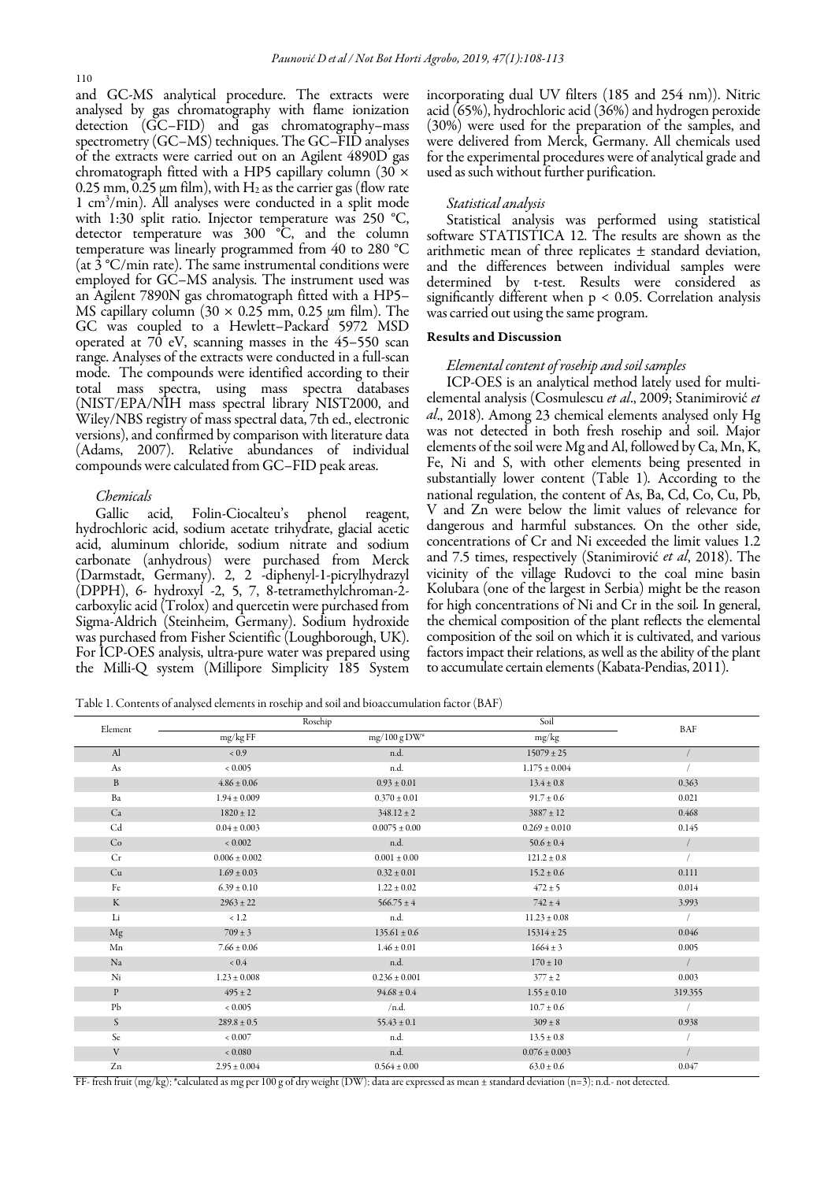and GC-MS analytical procedure. The extracts were analysed by gas chromatography with flame ionization detection (GC–FID) and gas chromatography–mass spectrometry (GC–MS) techniques. The GC–FID analyses of the extracts were carried out on an Agilent 4890D gas chromatograph fitted with a HP5 capillary column (30 × 0.25 mm, 0.25 μm film), with $H_2$ as the carrier gas (flow rate 1 $cm^3$/min). All analyses were conducted in a split mode with 1:30 split ratio. Injector temperature was 250 °C, detector temperature was 300 °C, and the column temperature was linearly programmed from 40 to 280 °C (at 3 °C/min rate). The same instrumental conditions were employed for GC–MS analysis. The instrument used was an Agilent 7890N gas chromatograph fitted with a HP5–MS capillary column (30 × 0.25 mm, 0.25 μm film). The GC was coupled to a Hewlett–Packard 5972 MSD operated at 70 eV, scanning masses in the 45–550 scan range. Analyses of the extracts were conducted in a full-scan mode. The compounds were identified according to their total mass spectra, using mass spectra databases (NIST/EPA/NIH mass spectral library NIST2000, and Wiley/NBS registry of mass spectral data, 7th ed., electronic versions), and confirmed by comparison with literature data (Adams, 2007). Relative abundances of individual compounds were calculated from GC–FID peak areas.

### *Chemicals*

Gallic acid, Folin-Ciocalteu's phenol reagent, hydrochloric acid, sodium acetate trihydrate, glacial acetic acid, aluminum chloride, sodium nitrate and sodium carbonate (anhydrous) were purchased from Merck (Darmstadt, Germany). 2, 2 -diphenyl-1-picrylhydrazyl (DPPH), 6- hydroxyl -2, 5, 7, 8-tetramethylchroman-2-carboxylic acid (Trolox) and quercetin were purchased from Sigma-Aldrich (Steinheim, Germany). Sodium hydroxide was purchased from Fisher Scientific (Loughborough, UK). For ICP-OES analysis, ultra-pure water was prepared using the Milli-Q system (Millipore Simplicity 185 System incorporating dual UV filters (185 and 254 nm)). Nitric acid (65%), hydrochloric acid (36%) and hydrogen peroxide (30%) were used for the preparation of the samples, and were delivered from Merck, Germany. All chemicals used for the experimental procedures were of analytical grade and used as such without further purification.

### *Statistical analysis*

Statistical analysis was performed using statistical software STATISTICA 12. The results are shown as the arithmetic mean of three replicates ± standard deviation, and the differences between individual samples were determined by t-test. Results were considered as significantly different when $p < 0.05$. Correlation analysis was carried out using the same program.

## Results and Discussion

### *Elemental content of rosehip and soil samples*

ICP-OES is an analytical method lately used for multi-elemental analysis (Cosmulescu *et al*., 2009; Stanimirović *et al*., 2018). Among 23 chemical elements analysed only Hg was not detected in both fresh rosehip and soil. Major elements of the soil were Mg and Al, followed by Ca, Mn, K, Fe, Ni and S, with other elements being presented in substantially lower content (Table 1). According to the national regulation, the content of As, Ba, Cd, Co, Cu, Pb, V and Zn were below the limit values of relevance for dangerous and harmful substances. On the other side, concentrations of Cr and Ni exceeded the limit values 1.2 and 7.5 times, respectively (Stanimirović *et al*, 2018). The vicinity of the village Rudovci to the coal mine basin Kolubara (one of the largest in Serbia) might be the reason for high concentrations of Ni and Cr in the soil. In general, the chemical composition of the plant reflects the elemental composition of the soil on which it is cultivated, and various factors impact their relations, as well as the ability of the plant to accumulate certain elements (Kabata-Pendias, 2011).

Table 1. Contents of analysed elements in rosehip and soil and bioaccumulation factor (BAF)

| Element | Rosehip | | Soil | BAF |
|---|---|---|---|---|
| | mg/kg FF | mg/100 g DW* | mg/kg | |
| Al | < 0.9 | n.d. | 15079 ± 25 | / |
| As | < 0.005 | n.d. | 1.175 ± 0.004 | / |
| B | 4.86 ± 0.06 | 0.93 ± 0.01 | 13.4 ± 0.8 | 0.363 |
| Ba | 1.94 ± 0.009 | 0.370 ± 0.01 | 91.7 ± 0.6 | 0.021 |
| Ca | 1820 ± 12 | 348.12 ± 2 | 3887 ± 12 | 0.468 |
| Cd | 0.04 ± 0.003 | 0.0075 ± 0.00 | 0.269 ± 0.010 | 0.145 |
| Co | < 0.002 | n.d. | 50.6 ± 0.4 | / |
| Cr | 0.006 ± 0.002 | 0.001 ± 0.00 | 121.2 ± 0.8 | / |
| Cu | 1.69 ± 0.03 | 0.32 ± 0.01 | 15.2 ± 0.6 | 0.111 |
| Fe | 6.39 ± 0.10 | 1.22 ± 0.02 | 472 ± 5 | 0.014 |
| K | 2963 ± 22 | 566.75 ± 4 | 742 ± 4 | 3.993 |
| Li | < 1.2 | n.d. | 11.23 ± 0.08 | / |
| Mg | 709 ± 3 | 135.61 ± 0.6 | 15314 ± 25 | 0.046 |
| Mn | 7.66 ± 0.06 | 1.46 ± 0.01 | 1664 ± 3 | 0.005 |
| Na | < 0.4 | n.d. | 170 ± 10 | / |
| Ni | 1.23 ± 0.008 | 0.236 ± 0.001 | 377 ± 2 | 0.003 |
| P | 495 ± 2 | 94.68 ± 0.4 | 1.55 ± 0.10 | 319.355 |
| Pb | < 0.005 | /n.d. | 10.7 ± 0.6 | / |
| S | 289.8 ± 0.5 | 55.43 ± 0.1 | 309 ± 8 | 0.938 |
| Se | < 0.007 | n.d. | 13.5 ± 0.8 | / |
| V | < 0.080 | n.d. | 0.076 ± 0.003 | / |
| Zn | 2.95 ± 0.004 | 0.564 ± 0.00 | 63.0 ± 0.6 | 0.047 |

FF- fresh fruit (mg/kg); *calculated as mg per 100 g of dry weight (DW); data are expressed as mean ± standard deviation (n=3); n.d.- not detected.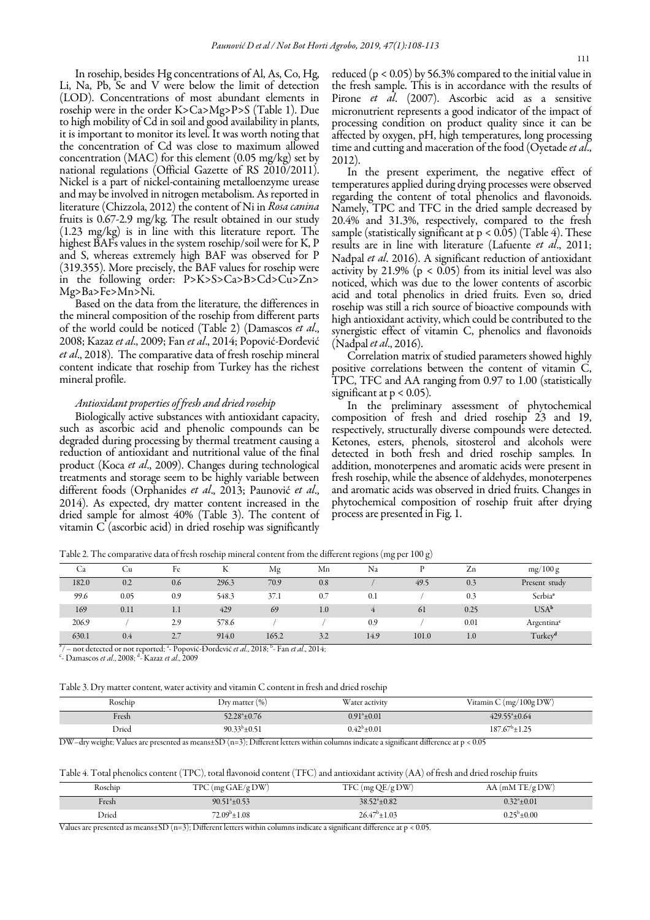In rosehip, besides Hg concentrations of Al, As, Co, Hg, Li, Na, Pb, Se and V were below the limit of detection (LOD). Concentrations of most abundant elements in rosehip were in the order K>Ca>Mg>P>S (Table 1). Due to high mobility of Cd in soil and good availability in plants, it is important to monitor its level. It was worth noting that the concentration of Cd was close to maximum allowed concentration (MAC) for this element (0.05 mg/kg) set by national regulations (Official Gazette of RS 2010/2011). Nickel is a part of nickel-containing metalloenzyme urease and may be involved in nitrogen metabolism. As reported in literature (Chizzola, 2012) the content of Ni in *Rosa canina* fruits is 0.67-2.9 mg/kg. The result obtained in our study (1.23 mg/kg) is in line with this literature report. The highest BAFs values in the system rosehip/soil were for K, P and S, whereas extremely high BAF was observed for P (319.355). More precisely, the BAF values for rosehip were in the following order: P>K>S>Ca>B>Cd>Cu>Zn> Mg>Ba>Fe>Mn>Ni.

Based on the data from the literature, the differences in the mineral composition of the rosehip from different parts of the world could be noticed (Table 2) (Damascos *et al*., 2008; Kazaz *et al*., 2009; Fan *et al*., 2014; Popović-Đorđević *et al*., 2018). The comparative data of fresh rosehip mineral content indicate that rosehip from Turkey has the richest mineral profile.

### *Antioxidant properties of fresh and dried rosehip*

Biologically active substances with antioxidant capacity, such as ascorbic acid and phenolic compounds can be degraded during processing by thermal treatment causing a reduction of antioxidant and nutritional value of the final product (Koca *et al*., 2009). Changes during technological treatments and storage seem to be highly variable between different foods (Orphanides *et al*., 2013; Paunović *et al*., 2014). As expected, dry matter content increased in the dried sample for almost 40% (Table 3). The content of vitamin C (ascorbic acid) in dried rosehip was significantly reduced ($p < 0.05$) by 56.3% compared to the initial value in the fresh sample. This is in accordance with the results of Pirone *et al*. (2007). Ascorbic acid as a sensitive micronutrient represents a good indicator of the impact of processing condition on product quality since it can be affected by oxygen, pH, high temperatures, long processing time and cutting and maceration of the food (Oyetade *et al*., 2012).

In the present experiment, the negative effect of temperatures applied during drying processes were observed regarding the content of total phenolics and flavonoids. Namely, TPC and TFC in the dried sample decreased by 20.4% and 31.3%, respectively, compared to the fresh sample (statistically significant at $p < 0.05$) (Table 4). These results are in line with literature (Lafuente *et al*., 2011; Nađpal *et al*. 2016). A significant reduction of antioxidant activity by 21.9% ($p < 0.05$) from its initial level was also noticed, which was due to the lower contents of ascorbic acid and total phenolics in dried fruits. Even so, dried rosehip was still a rich source of bioactive compounds with high antioxidant activity, which could be contributed to the synergistic effect of vitamin C, phenolics and flavonoids (Nađpal *et al*., 2016).

Correlation matrix of studied parameters showed highly positive correlations between the content of vitamin C, TPC, TFC and AA ranging from 0.97 to 1.00 (statistically significant at $p < 0.05$).

In the preliminary assessment of phytochemical composition of fresh and dried rosehip 23 and 19, respectively, structurally diverse compounds were detected. Ketones, esters, phenols, sitosterol and alcohols were detected in both fresh and dried rosehip samples. In addition, monoterpenes and aromatic acids were present in fresh rosehip, while the absence of aldehydes, monoterpenes and aromatic acids was observed in dried fruits. Changes in phytochemical composition of rosehip fruit after drying process are presented in Fig. 1.

Table 2. The comparative data of fresh rosehip mineral content from the different regions (mg per 100 g)

| Ca | Cu | Fe | K | Mg | Mn | Na | P | Zn | mg/100 g |
|---|---|---|---|---|---|---|---|---|---|
| 182.0 | 0.2 | 0.6 | 296.3 | 70.9 | 0.8 | / | 49.5 | 0.3 | Present study |
| 99.6 | 0.05 | 0.9 | 548.3 | 37.1 | 0.7 | 0.1 | / | 0.3 | Serbia[a] |
| 169 | 0.11 | 1.1 | 429 | 69 | 1.0 | 4 | 61 | 0.25 | USA[b] |
| 206.9 | / | 2.9 | 578.6 | / | / | 0.9 | / | 0.01 | Argentina[c] |
| 630.1 | 0.4 | 2.7 | 914.0 | 165.2 | 3.2 | 14.9 | 101.0 | 1.0 | Turkey[d] |

[*]/ – not detected or not reported; [a]- Popović-Đorđević *et al*., 2018; [b]- Fan *et al*., 2014; [c]- Damascos *et al*., 2008; [d]- Kazaz *et al*., 2009

Table 3. Dry matter content, water activity and vitamin C content in fresh and dried rosehip

| Rosehip | Dry matter (%) | Water activity | Vitamin C (mg/100g DW) |
|---|---|---|---|
| Fresh | $52.28^a$±0.76 | $0.91^a$±0.01 | $429.55^a$±0.64 |
| Dried | $90.33^b$±0.51 | $0.42^b$±0.01 | $187.67^b$±1.25 |

DW–dry weight; Values are presented as means±SD (n=3); Different letters within columns indicate a significant difference at $p < 0.05$

Table 4. Total phenolics content (TPC), total flavonoid content (TFC) and antioxidant activity (AA) of fresh and dried rosehip fruits

| Rosehip | TPC (mg GAE/g DW) | TFC (mg QE/g DW) | AA (mM TE/g DW) |
|---|---|---|---|
| Fresh | $90.51^a$±0.53 | $38.52^a$±0.82 | $0.32^a$±0.01 |
| Dried | $72.09^b$±1.08 | $26.47^b$±1.03 | $0.25^b$±0.00 |

Values are presented as means±SD (n=3); Different letters within columns indicate a significant difference at $p < 0.05$.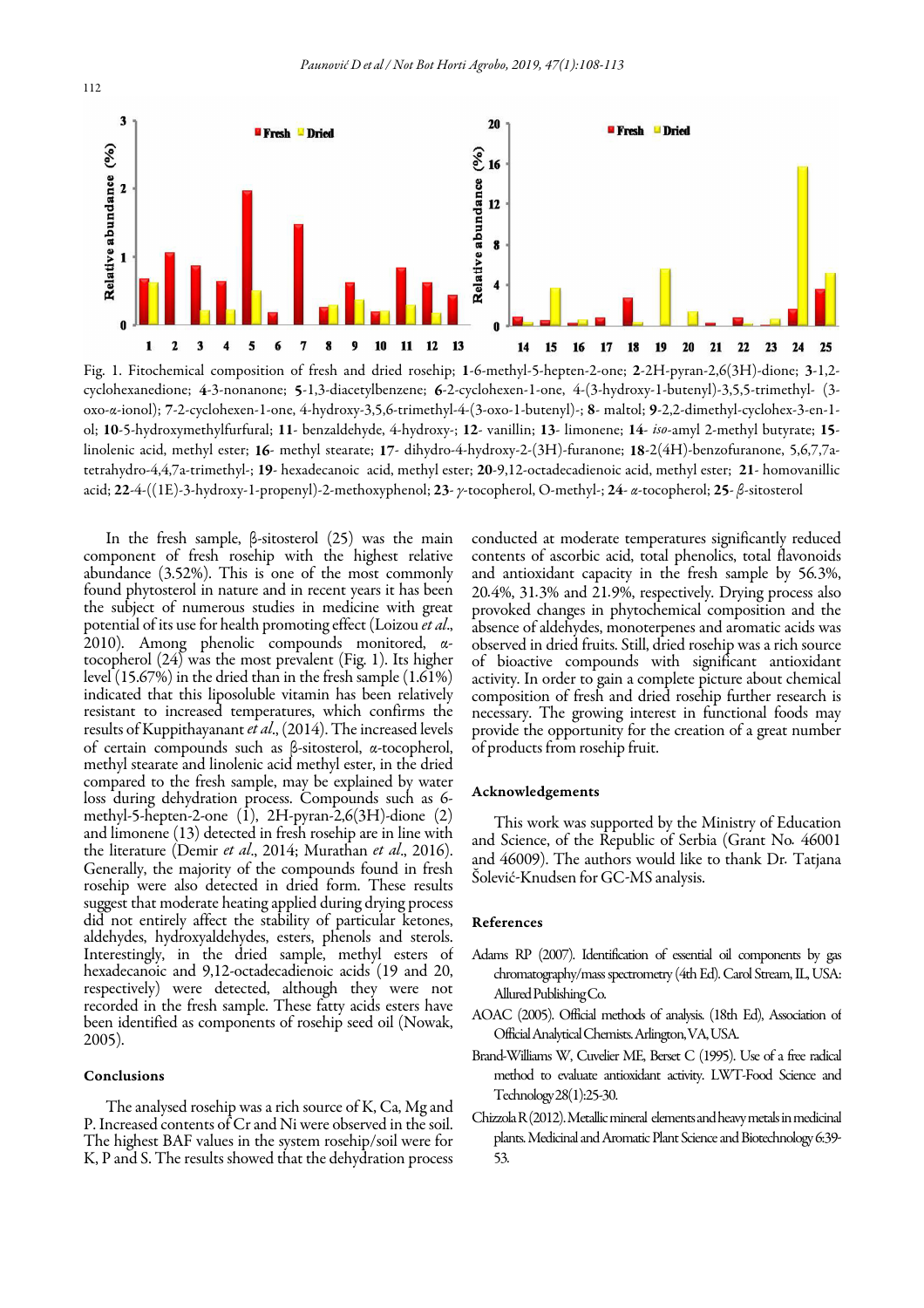Fig. 1. Fitochemical composition of fresh and dried rosehip; **1**-6-methyl-5-hepten-2-one; **2**-2H-pyran-2,6(3H)-dione; **3**-1,2-cyclohexanedione; **4**-3-nonanone; **5**-1,3-diacetylbenzene; **6**-2-cyclohexen-1-one, 4-(3-hydroxy-1-butenyl)-3,5,5-trimethyl- (3-oxo-α-ionol); **7**-2-cyclohexen-1-one, 4-hydroxy-3,5,6-trimethyl-4-(3-oxo-1-butenyl)-; **8**- maltol; **9**-2,2-dimethyl-cyclohex-3-en-1-ol; **10**-5-hydroxymethylfurfural; **11**- benzaldehyde, 4-hydroxy-; **12**- vanillin; **13**- limonene; **14**- *iso*-amyl 2-methyl butyrate; **15**-linolenic acid, methyl ester; **16**- methyl stearate; **17**- dihydro-4-hydroxy-2-(3H)-furanone; **18**-2(4H)-benzofuranone, 5,6,7,7a-tetrahydro-4,4,7a-trimethyl-; **19**- hexadecanoic acid, methyl ester; **20**-9,12-octadecadienoic acid, methyl ester; **21**- homovanillic acid; **22**-4-((1E)-3-hydroxy-1-propenyl)-2-methoxyphenol; **23**- γ-tocopherol, O-methyl-; **24**- α-tocopherol; **25**- β-sitosterol

In the fresh sample, β-sitosterol (25) was the main component of fresh rosehip with the highest relative abundance (3.52%). This is one of the most commonly found phytosterol in nature and in recent years it has been the subject of numerous studies in medicine with great potential of its use for health promoting effect (Loizou *et al*., 2010). Among phenolic compounds monitored, α-tocopherol (24) was the most prevalent (Fig. 1). Its higher level (15.67%) in the dried than in the fresh sample (1.61%) indicated that this liposoluble vitamin has been relatively resistant to increased temperatures, which confirms the results of Kuppithayanant *et al*., (2014). The increased levels of certain compounds such as β-sitosterol, α-tocopherol, methyl stearate and linolenic acid methyl ester, in the dried compared to the fresh sample, may be explained by water loss during dehydration process. Compounds such as 6-methyl-5-hepten-2-one (1), 2H-pyran-2,6(3H)-dione (2) and limonene (13) detected in fresh rosehip are in line with the literature (Demir *et al*., 2014; Murathan *et al*., 2016). Generally, the majority of the compounds found in fresh rosehip were also detected in dried form. These results suggest that moderate heating applied during drying process did not entirely affect the stability of particular ketones, aldehydes, hydroxyaldehydes, esters, phenols and sterols. Interestingly, in the dried sample, methyl esters of hexadecanoic and 9,12-octadecadienoic acids (19 and 20, respectively) were detected, although they were not recorded in the fresh sample. These fatty acids esters have been identified as components of rosehip seed oil (Nowak, 2005).

## Conclusions

The analysed rosehip was a rich source of K, Ca, Mg and P. Increased contents of Cr and Ni were observed in the soil. The highest BAF values in the system rosehip/soil were for K, P and S. The results showed that the dehydration process conducted at moderate temperatures significantly reduced contents of ascorbic acid, total phenolics, total flavonoids and antioxidant capacity in the fresh sample by 56.3%, 20.4%, 31.3% and 21.9%, respectively. Drying process also provoked changes in phytochemical composition and the absence of aldehydes, monoterpenes and aromatic acids was observed in dried fruits. Still, dried rosehip was a rich source of bioactive compounds with significant antioxidant activity. In order to gain a complete picture about chemical composition of fresh and dried rosehip further research is necessary. The growing interest in functional foods may provide the opportunity for the creation of a great number of products from rosehip fruit.

## Acknowledgements

This work was supported by the Ministry of Education and Science, of the Republic of Serbia (Grant No. 46001 and 46009). The authors would like to thank Dr. Tatjana Šolević-Knudsen for GC-MS analysis.

## References

Adams RP (2007). Identification of essential oil components by gas chromatography/mass spectrometry (4th Ed). Carol Stream, IL, USA: Allured Publishing Co.

AOAC (2005). Official methods of analysis. (18th Ed), Association of Official Analytical Chemists. Arlington, VA, USA.

Brand-Williams W, Cuvelier ME, Berset C (1995). Use of a free radical method to evaluate antioxidant activity. LWT-Food Science and Technology 28(1):25-30.

Chizzola R (2012). Metallic mineral elements and heavy metals in medicinal plants. Medicinal and Aromatic Plant Science and Biotechnology 6:39-53.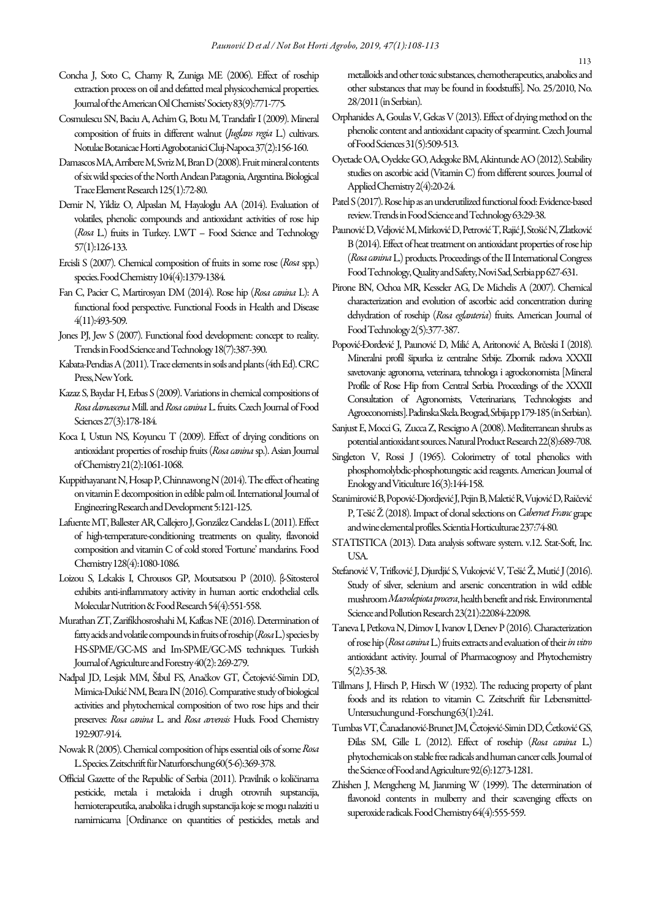Concha J, Soto C, Chamy R, Zuniga ME (2006). Effect of rosehip extraction process on oil and defatted meal physicochemical properties. Journal of the American Oil Chemists' Society 83(9):771-775.

Cosmulescu SN, Baciu A, Achim G, Botu M, Trandafir I (2009). Mineral composition of fruits in different walnut (*Juglans regia* L.) cultivars. Notulae Botanicae Horti Agrobotanici Cluj-Napoca 37(2):156-160.

Damascos MA, Arribere M, Svriz M, Bran D (2008). Fruit mineral contents of six wild species of the North Andean Patagonia, Argentina. Biological Trace Element Research 125(1):72-80.

Demir N, Yildiz O, Alpaslan M, Hayaloglu AA (2014). Evaluation of volatiles, phenolic compounds and antioxidant activities of rose hip (*Rosa* L.) fruits in Turkey. LWT – Food Science and Technology 57(1):126-133.

Ercisli S (2007). Chemical composition of fruits in some rose (*Rosa* spp.) species. Food Chemistry 104(4):1379-1384.

Fan C, Pacier C, Martirosyan DM (2014). Rose hip (*Rosa canina* L): A functional food perspective. Functional Foods in Health and Disease 4(11):493-509.

Jones PJ, Jew S (2007). Functional food development: concept to reality. Trends in Food Science and Technology 18(7):387-390.

Kabata-Pendias A (2011). Trace elements in soils and plants (4th Ed). CRC Press, New York.

Kazaz S, Baydar H, Erbas S (2009). Variations in chemical compositions of *Rosa damascena* Mill. and *Rosa canina* L. fruits. Czech Journal of Food Sciences 27(3):178-184.

Koca I, Ustun NS, Koyuncu T (2009). Effect of drying conditions on antioxidant properties of rosehip fruits (*Rosa canina* sp.). Asian Journal of Chemistry 21(2):1061-1068.

Kuppithayanant N, Hosap P, Chinnawong N (2014). The effect of heating on vitamin E decomposition in edible palm oil. International Journal of Engineering Research and Development 5:121-125.

Lafuente MT, Ballester AR, Callejero J, González Candelas L (2011). Effect of high-temperature-conditioning treatments on quality, flavonoid composition and vitamin C of cold stored 'Fortune' mandarins. Food Chemistry 128(4):1080-1086.

Loizou S, Lekakis I, Chrousos GP, Moutsatsou P (2010). β-Sitosterol exhibits anti-inflammatory activity in human aortic endothelial cells. Molecular Nutrition & Food Research 54(4):551-558.

Murathan ZT, Zarifikhosroshahi M, Kafkas NE (2016). Determination of fatty acids and volatile compounds in fruits of rosehip (*Rosa* L.) species by HS-SPME/GC-MS and Im-SPME/GC-MS techniques. Turkish Journal of Agriculture and Forestry 40(2): 269-279.

Nađpal JD, Lesjak MM, Šibul FS, Anačkov GT, Četojević-Simin DD, Mimica-Dukić NM, Beara IN (2016). Comparative study of biological activities and phytochemical composition of two rose hips and their preserves: *Rosa canina* L. and *Rosa arvensis* Huds. Food Chemistry 192:907-914.

Nowak R (2005). Chemical composition of hips essential oils of some *Rosa* L. Species. Zeitschrift für Naturforschung 60(5-6):369-378.

Official Gazette of the Republic of Serbia (2011). Pravilnik o količinama pesticide, metala i metaloida i drugih otrovnih supstancija, hemioterapeutika, anabolika i drugih supstancija koje se mogu nalaziti u namirnicama [Ordinance on quantities of pesticides, metals and metalloids and other toxic substances, chemotherapeutics, anabolics and other substances that may be found in foodstuffs]. No. 25/2010, No. 28/2011 (in Serbian).

Orphanides A, Goulas V, Gekas V (2013). Effect of drying method on the phenolic content and antioxidant capacity of spearmint. Czech Journal of Food Sciences 31(5):509-513.

Oyetade OA, Oyeleke GO, Adegoke BM, Akintunde AO (2012). Stability studies on ascorbic acid (Vitamin C) from different sources. Journal of Applied Chemistry 2(4):20-24.

Patel S (2017). Rose hip as an underutilized functional food: Evidence-based review. Trends in Food Science and Technology 63:29-38.

Paunović D, Veljović M, Mirković D, Petrović T, Rajić J, Stošić N, Zlatković B (2014). Effect of heat treatment on antioxidant properties of rose hip (*Rosa canina* L.) products. Proceedings of the II International Congress Food Technology, Quality and Safety, Novi Sad, Serbia pp 627-631.

Pirone BN, Ochoa MR, Kesseler AG, De Michelis A (2007). Chemical characterization and evolution of ascorbic acid concentration during dehydration of rosehip (*Rosa eglanteria*) fruits. American Journal of Food Technology 2(5):377-387.

Popović-Đorđević J, Paunović D, Milić A, Aritonović A, Brčeski I (2018). Mineralni profil šipurka iz centralne Srbije. Zbornik radova XXXII savetovanje agronoma, veterinara, tehnologa i agroekonomista [Mineral Profile of Rose Hip from Central Serbia. Proceedings of the XXXII Consultation of Agronomists, Veterinarians, Technologists and Agroeconomists]. Padinska Skela. Beograd, Srbija pp 179-185 (in Serbian).

Sanjust E, Mocci G, Zucca Z, Rescigno A (2008). Mediterranean shrubs as potential antioxidant sources. Natural Product Research 22(8):689-708.

Singleton V, Rossi J (1965). Colorimetry of total phenolics with phosphomolybdic-phosphotungstic acid reagents. American Journal of Enology and Viticulture 16(3):144-158.

Stanimirović B, Popović-Djordjević J, Pejin B, Maletić R, Vujović D, Raičević P, Tešić Ž (2018). Impact of clonal selections on *Cabernet Franc* grape and wine elemental profiles. Scientia Horticulturae 237:74-80.

STATISTICA (2013). Data analysis software system. v.12. Stat-Soft, Inc. USA.

Stefanović V, Trifković J, Djurdjić S, Vukojević V, Tešić Ž, Mutić J (2016). Study of silver, selenium and arsenic concentration in wild edible mushroom *Macrolepiota procera*, health benefit and risk. Environmental Science and Pollution Research 23(21):22084-22098.

Taneva I, Petkova N, Dimov I, Ivanov I, Denev P (2016). Characterization of rose hip (*Rosa canina* L.) fruits extracts and evaluation of their *in vitro* antioxidant activity. Journal of Pharmacognosy and Phytochemistry 5(2):35-38.

Tillmans J, Hirsch P, Hirsch W (1932). The reducing property of plant foods and its relation to vitamin C. Zeitschrift für Lebensmittel-Untersuchung und -Forschung 63(1):241.

Tumbas VT, Čanadanović-Brunet JM, Četojević-Simin DD, Ćetković GS, Đilas SM, Gille L (2012). Effect of rosehip (*Rosa canina* L.) phytochemicals on stable free radicals and human cancer cells. Journal of the Science of Food and Agriculture 92(6):1273-1281.

Zhishen J, Mengcheng M, Jianming W (1999). The determination of flavonoid contents in mulberry and their scavenging effects on superoxide radicals. Food Chemistry 64(4):555-559.